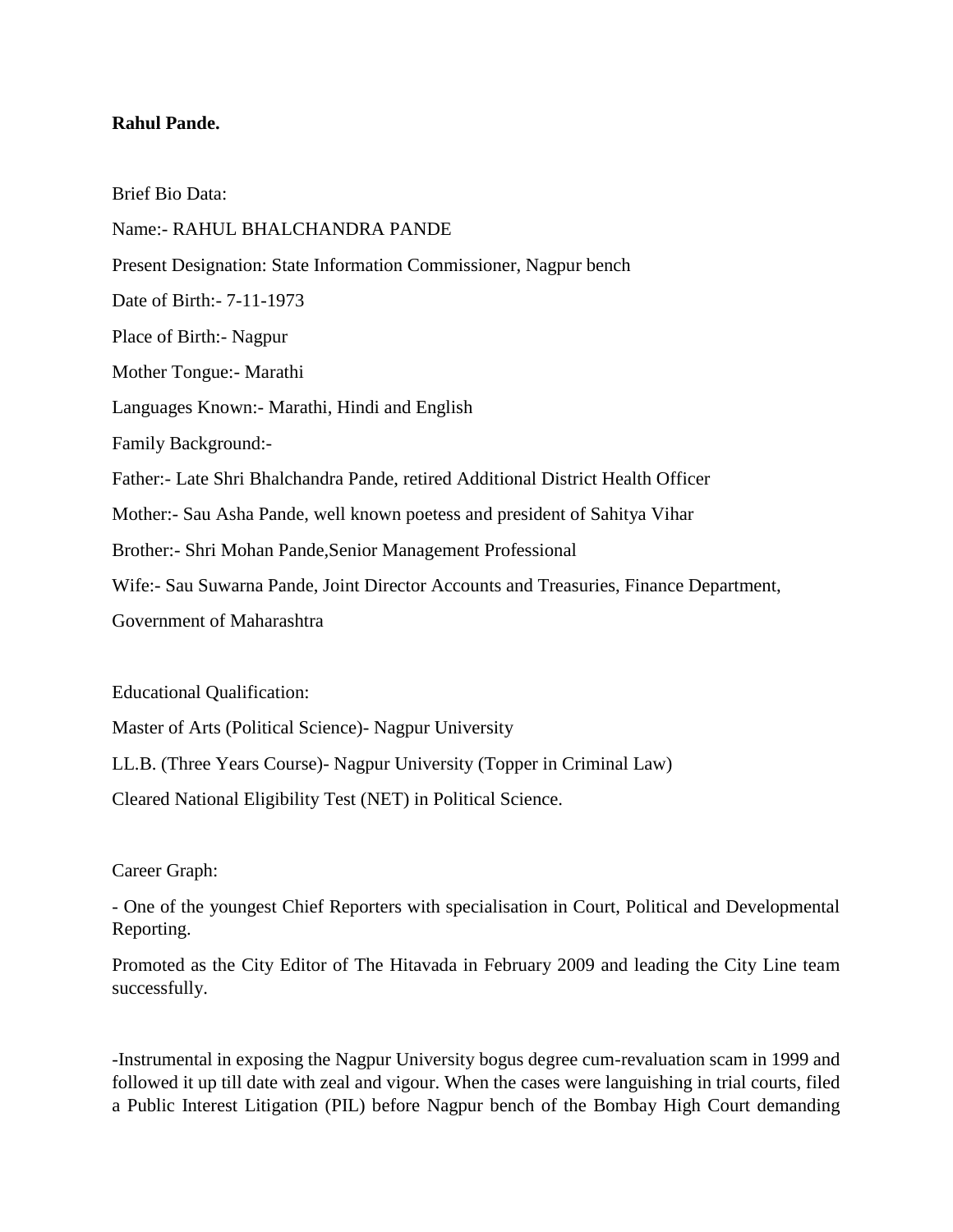**Rahul Pande.**

Brief Bio Data:

Name:- RAHUL BHALCHANDRA PANDE

Present Designation: State Information Commissioner, Nagpur bench

Date of Birth:- 7-11-1973

Place of Birth:- Nagpur

Mother Tongue:- Marathi

Languages Known:- Marathi, Hindi and English

Family Background:-

Father:- Late Shri Bhalchandra Pande, retired Additional District Health Officer

Mother:- Sau Asha Pande, well known poetess and president of Sahitya Vihar

Brother:- Shri Mohan Pande,Senior Management Professional

Wife:- Sau Suwarna Pande, Joint Director Accounts and Treasuries, Finance Department, Government of Maharashtra

Educational Qualification:

Master of Arts (Political Science)- Nagpur University

LL.B. (Three Years Course)- Nagpur University (Topper in Criminal Law)

Cleared National Eligibility Test (NET) in Political Science.

Career Graph:

- One of the youngest Chief Reporters with specialisation in Court, Political and Developmental Reporting.

Promoted as the City Editor of The Hitavada in February 2009 and leading the City Line team successfully.

-Instrumental in exposing the Nagpur University bogus degree cum-revaluation scam in 1999 and followed it up till date with zeal and vigour. When the cases were languishing in trial courts, filed a Public Interest Litigation (PIL) before Nagpur bench of the Bombay High Court demanding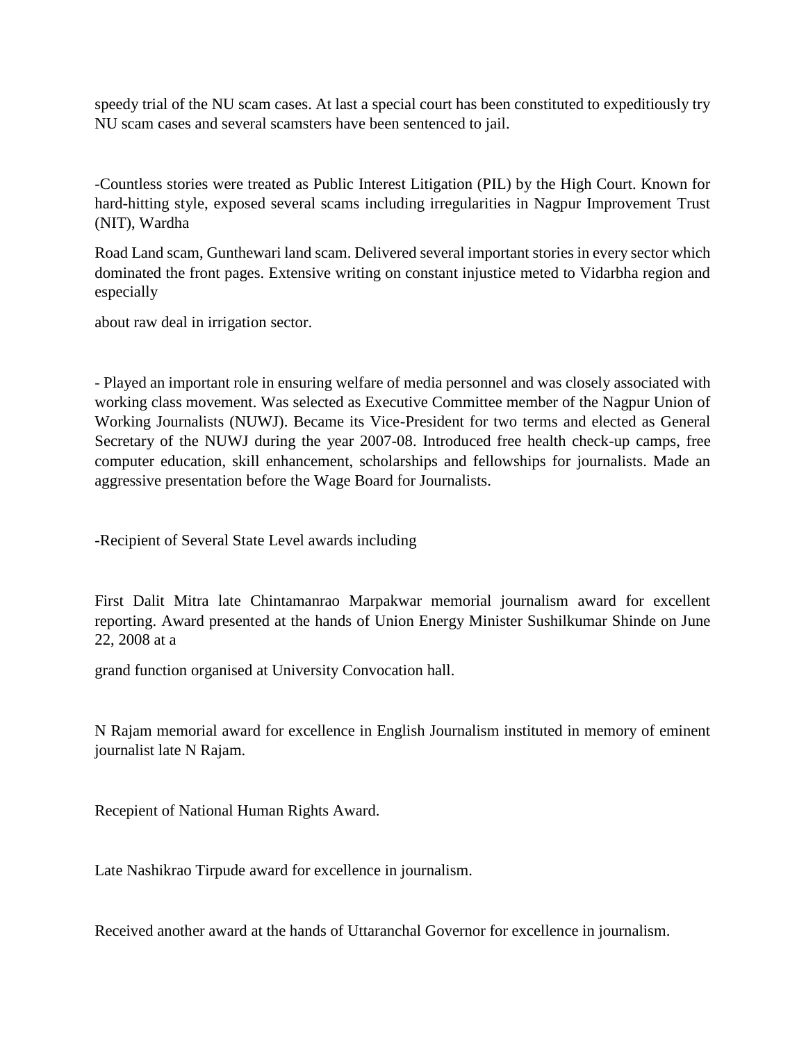speedy trial of the NU scam cases. At last a special court has been constituted to expeditiously try NU scam cases and several scamsters have been sentenced to jail.

-Countless stories were treated as Public Interest Litigation (PIL) by the High Court. Known for hard-hitting style, exposed several scams including irregularities in Nagpur Improvement Trust (NIT), Wardha

Road Land scam, Gunthewari land scam. Delivered several important stories in every sector which dominated the front pages. Extensive writing on constant injustice meted to Vidarbha region and especially

about raw deal in irrigation sector.

- Played an important role in ensuring welfare of media personnel and was closely associated with working class movement. Was selected as Executive Committee member of the Nagpur Union of Working Journalists (NUWJ). Became its Vice-President for two terms and elected as General Secretary of the NUWJ during the year 2007-08. Introduced free health check-up camps, free computer education, skill enhancement, scholarships and fellowships for journalists. Made an aggressive presentation before the Wage Board for Journalists.

-Recipient of Several State Level awards including

First Dalit Mitra late Chintamanrao Marpakwar memorial journalism award for excellent reporting. Award presented at the hands of Union Energy Minister Sushilkumar Shinde on June 22, 2008 at a

grand function organised at University Convocation hall.

N Rajam memorial award for excellence in English Journalism instituted in memory of eminent journalist late N Rajam.

Recepient of National Human Rights Award.

Late Nashikrao Tirpude award for excellence in journalism.

Received another award at the hands of Uttaranchal Governor for excellence in journalism.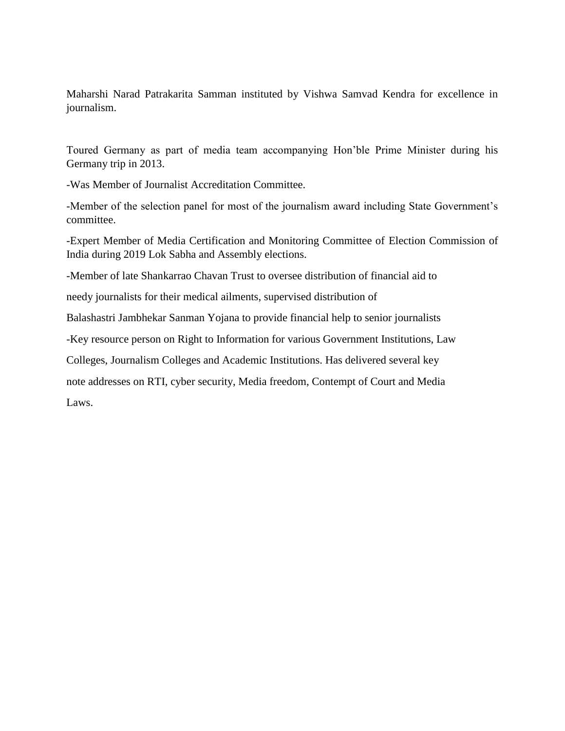Maharshi Narad Patrakarita Samman instituted by Vishwa Samvad Kendra for excellence in journalism.

Toured Germany as part of media team accompanying Hon'ble Prime Minister during his Germany trip in 2013.

-Was Member of Journalist Accreditation Committee.

-Member of the selection panel for most of the journalism award including State Government's committee.

-Expert Member of Media Certification and Monitoring Committee of Election Commission of India during 2019 Lok Sabha and Assembly elections.

-Member of late Shankarrao Chavan Trust to oversee distribution of financial aid to needy journalists for their medical ailments, supervised distribution of Balashastri Jambhekar Sanman Yojana to provide financial help to senior journalists

-Key resource person on Right to Information for various Government Institutions, Law Colleges, Journalism Colleges and Academic Institutions. Has delivered several key note addresses on RTI, cyber security, Media freedom, Contempt of Court and Media Laws.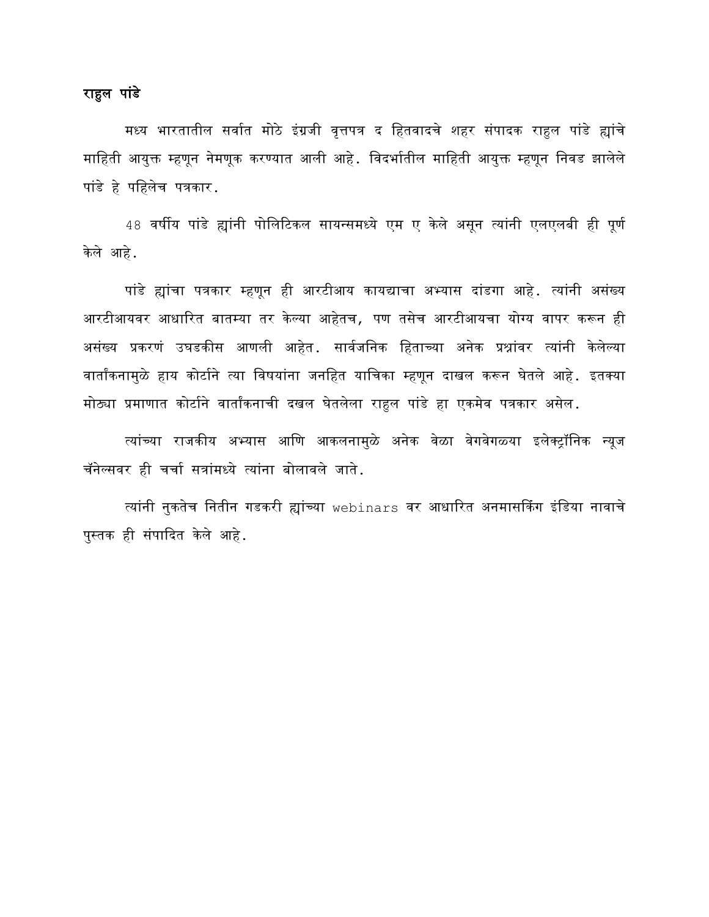**राहुल पांडे**

मध्य भारतातील सर्वात मोठे इंग्रजी वृत्तपत्र द हितवादचे शहर संपादक राहुल पांडे ह्यांचे माहिती आयुक्त म्हणून नेमणूक करण्यात आली आहे. विदर्भातील माहिती आयुक्त म्हणून निवड झालेले पांडे हे पहिलेच पत्रकार.

48 वर्षीय पांडे ह्यांनी पोलिटिकल सायन्समध्ये एम ए केले असून त्यांनी एलएलबी ही पूर्ण केले आहे.

पांडे ह्यांचा पत्रकार म्हणून ही आरटीआय कायद्याचा अभ्यास दांडगा आहे. त्यांनी असंख्य आरटीआयवर आधारित बातम्या तर केल्या आहेतच, पण तसेच आरटीआयचा योग्य वापर करून ही असंख्य प्रकरणं उघडकीस आणली आहेत. सार्वजनिक हिताच्या अनेक प्रश्नांवर त्यांनी केलेल्या वार्तांकनामुळे हाय कोर्टाने त्या विषयांना जनहित याचिका म्हणून दाखल करून घेतले आहे. इतक्या मोठ्या प्रमाणात कोर्टाने वार्तांकनाची दखल घेतलेला राहुल पांडे हा एकमेव पत्रकार असेल.

त्यांच्या राजकीय अभ्यास आणि आकलनामुळे अनेक वेळा वेगवेगळ्या इलेक्ट्रॉनिक न्यूज चॅनेल्सवर ही चर्चा सत्रांमध्ये त्यांना बोलावले जाते.

त्यांनी नुकतेच नितीन गडकरी ह्यांच्या webinars वर आधारित अनमासर्किंग इंडिया नावाचे पुस्तक ही संपादित केले आहे.